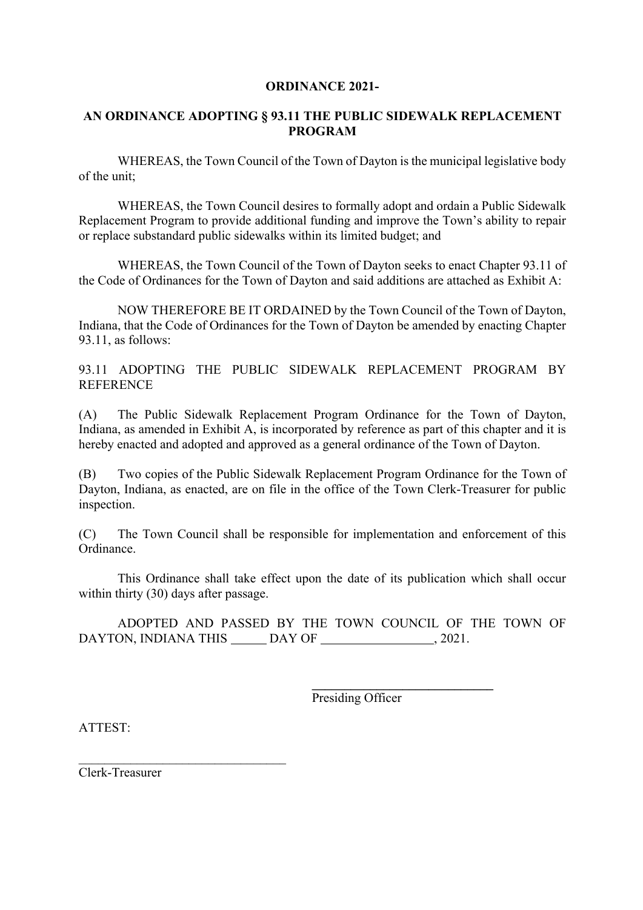# ORDINANCE 2021-

## AN ORDINANCE ADOPTING § 93.11 THE PUBLIC SIDEWALK REPLACEMENT PROGRAM

WHEREAS, the Town Council of the Town of Dayton is the municipal legislative body of the unit;

WHEREAS, the Town Council desires to formally adopt and ordain a Public Sidewalk Replacement Program to provide additional funding and improve the Town's ability to repair or replace substandard public sidewalks within its limited budget; and

WHEREAS, the Town Council of the Town of Dayton seeks to enact Chapter 93.11 of the Code of Ordinances for the Town of Dayton and said additions are attached as Exhibit A:

NOW THEREFORE BE IT ORDAINED by the Town Council of the Town of Dayton, Indiana, that the Code of Ordinances for the Town of Dayton be amended by enacting Chapter 93.11, as follows:

93.11 ADOPTING THE PUBLIC SIDEWALK REPLACEMENT PROGRAM BY REFERENCE

(A) The Public Sidewalk Replacement Program Ordinance for the Town of Dayton, Indiana, as amended in Exhibit A, is incorporated by reference as part of this chapter and it is hereby enacted and adopted and approved as a general ordinance of the Town of Dayton.

(B) Two copies of the Public Sidewalk Replacement Program Ordinance for the Town of Dayton, Indiana, as enacted, are on file in the office of the Town Clerk-Treasurer for public inspection.

(C) The Town Council shall be responsible for implementation and enforcement of this Ordinance.

This Ordinance shall take effect upon the date of its publication which shall occur within thirty (30) days after passage.

ADOPTED AND PASSED BY THE TOWN COUNCIL OF THE TOWN OF DAYTON, INDIANA THIS ______ DAY OF __________________, 2021.

____________________________
Presiding Officer

ATTEST:

____________________________
Clerk-Treasurer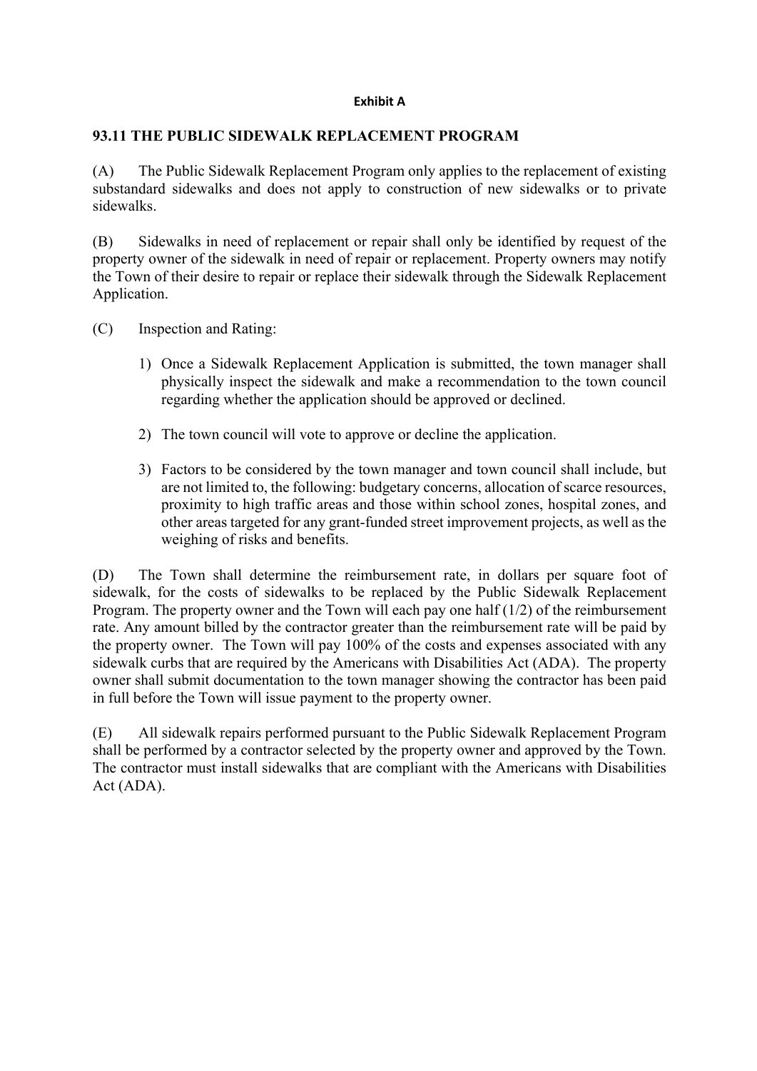**Exhibit A**

## 93.11 THE PUBLIC SIDEWALK REPLACEMENT PROGRAM

(A) The Public Sidewalk Replacement Program only applies to the replacement of existing substandard sidewalks and does not apply to construction of new sidewalks or to private sidewalks.

(B) Sidewalks in need of replacement or repair shall only be identified by request of the property owner of the sidewalk in need of repair or replacement. Property owners may notify the Town of their desire to repair or replace their sidewalk through the Sidewalk Replacement Application.

(C) Inspection and Rating:

1) Once a Sidewalk Replacement Application is submitted, the town manager shall physically inspect the sidewalk and make a recommendation to the town council regarding whether the application should be approved or declined.

2) The town council will vote to approve or decline the application.

3) Factors to be considered by the town manager and town council shall include, but are not limited to, the following: budgetary concerns, allocation of scarce resources, proximity to high traffic areas and those within school zones, hospital zones, and other areas targeted for any grant-funded street improvement projects, as well as the weighing of risks and benefits.

(D) The Town shall determine the reimbursement rate, in dollars per square foot of sidewalk, for the costs of sidewalks to be replaced by the Public Sidewalk Replacement Program. The property owner and the Town will each pay one half (1/2) of the reimbursement rate. Any amount billed by the contractor greater than the reimbursement rate will be paid by the property owner. The Town will pay 100% of the costs and expenses associated with any sidewalk curbs that are required by the Americans with Disabilities Act (ADA). The property owner shall submit documentation to the town manager showing the contractor has been paid in full before the Town will issue payment to the property owner.

(E) All sidewalk repairs performed pursuant to the Public Sidewalk Replacement Program shall be performed by a contractor selected by the property owner and approved by the Town. The contractor must install sidewalks that are compliant with the Americans with Disabilities Act (ADA).